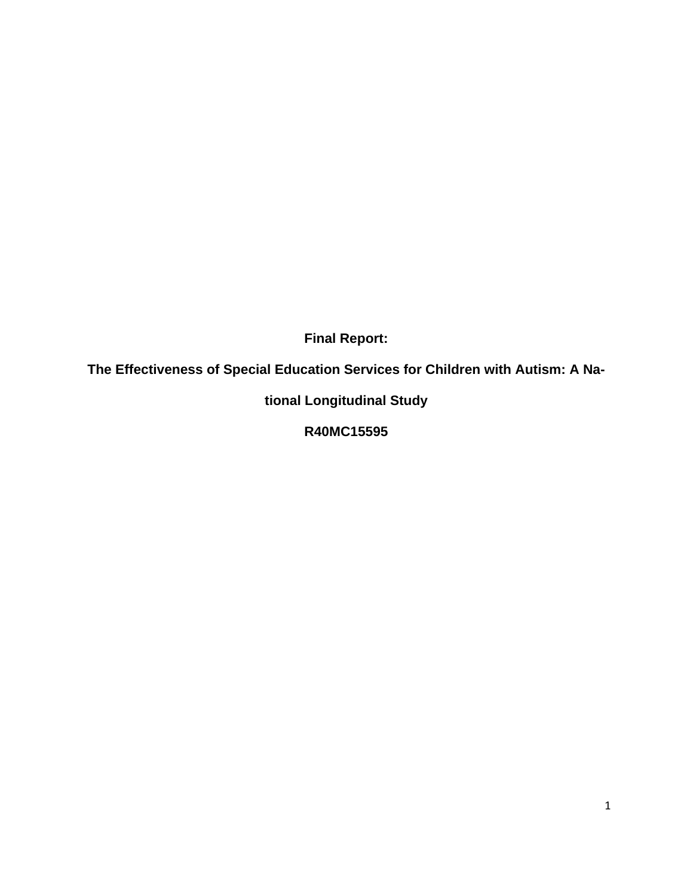**Final Report:**

**The Effectiveness of Special Education Services for Children with Autism: A National Longitudinal Study**

**R40MC15595**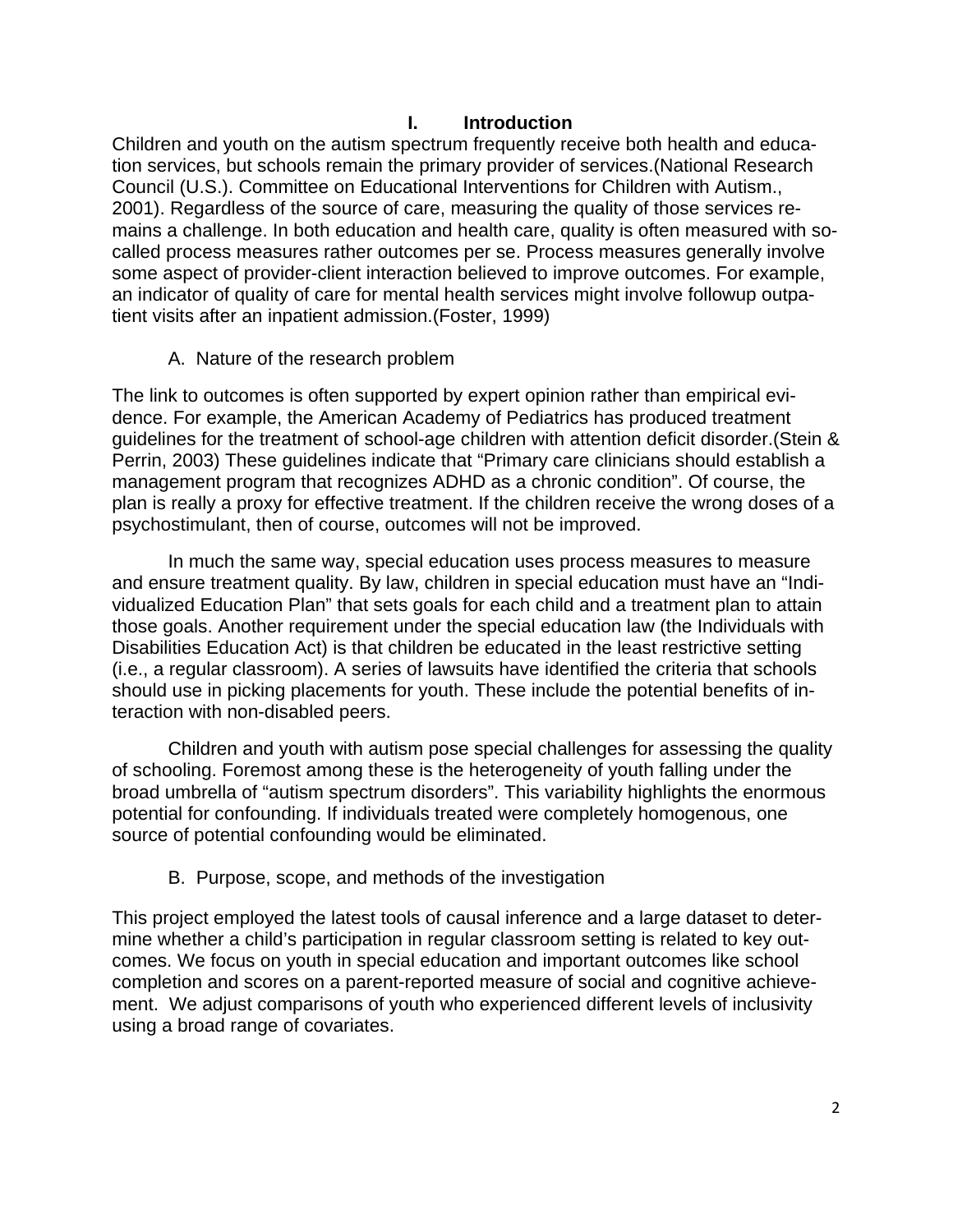# I. Introduction

Children and youth on the autism spectrum frequently receive both health and education services, but schools remain the primary provider of services.(National Research Council (U.S.). Committee on Educational Interventions for Children with Autism., 2001). Regardless of the source of care, measuring the quality of those services remains a challenge. In both education and health care, quality is often measured with so-called process measures rather outcomes per se. Process measures generally involve some aspect of provider-client interaction believed to improve outcomes. For example, an indicator of quality of care for mental health services might involve followup outpatient visits after an inpatient admission.(Foster, 1999)

## A. Nature of the research problem

The link to outcomes is often supported by expert opinion rather than empirical evidence. For example, the American Academy of Pediatrics has produced treatment guidelines for the treatment of school-age children with attention deficit disorder.(Stein & Perrin, 2003) These guidelines indicate that "Primary care clinicians should establish a management program that recognizes ADHD as a chronic condition". Of course, the plan is really a proxy for effective treatment. If the children receive the wrong doses of a psychostimulant, then of course, outcomes will not be improved.

In much the same way, special education uses process measures to measure and ensure treatment quality. By law, children in special education must have an "Individualized Education Plan" that sets goals for each child and a treatment plan to attain those goals. Another requirement under the special education law (the Individuals with Disabilities Education Act) is that children be educated in the least restrictive setting (i.e., a regular classroom). A series of lawsuits have identified the criteria that schools should use in picking placements for youth. These include the potential benefits of interaction with non-disabled peers.

Children and youth with autism pose special challenges for assessing the quality of schooling. Foremost among these is the heterogeneity of youth falling under the broad umbrella of "autism spectrum disorders". This variability highlights the enormous potential for confounding. If individuals treated were completely homogenous, one source of potential confounding would be eliminated.

## B. Purpose, scope, and methods of the investigation

This project employed the latest tools of causal inference and a large dataset to determine whether a child's participation in regular classroom setting is related to key outcomes. We focus on youth in special education and important outcomes like school completion and scores on a parent-reported measure of social and cognitive achievement. We adjust comparisons of youth who experienced different levels of inclusivity using a broad range of covariates.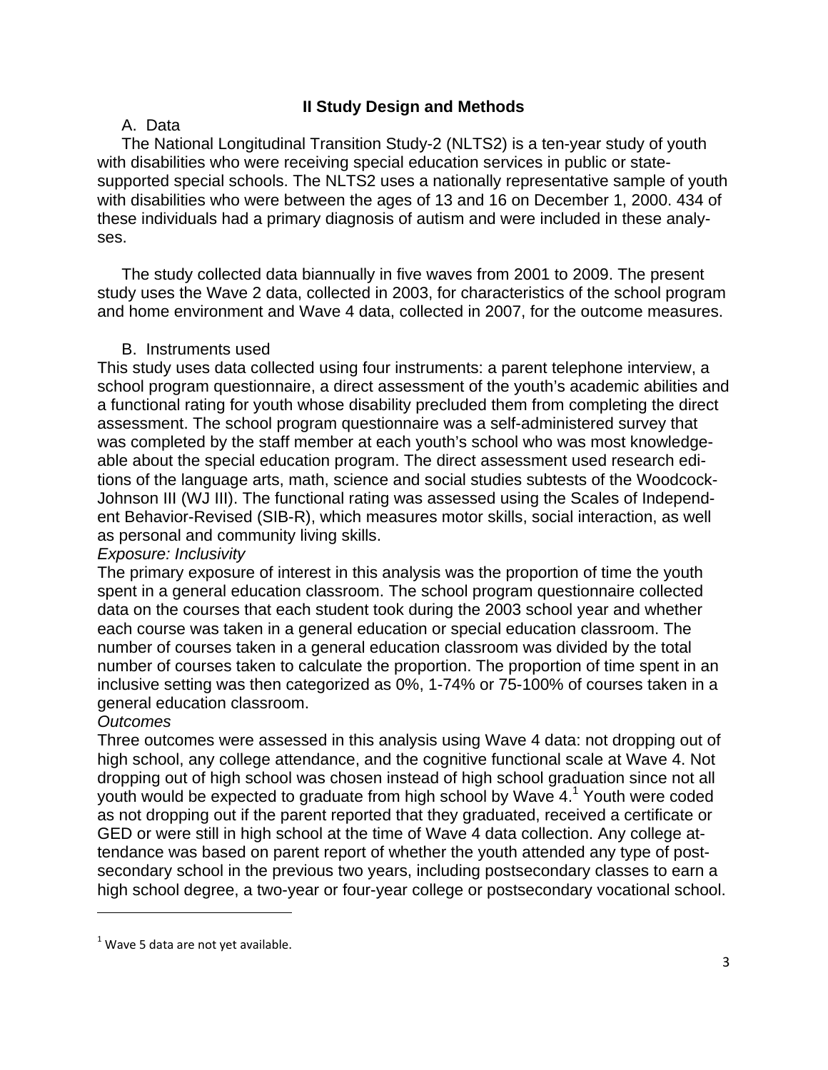## II Study Design and Methods

A. Data

The National Longitudinal Transition Study-2 (NLTS2) is a ten-year study of youth with disabilities who were receiving special education services in public or state-supported special schools. The NLTS2 uses a nationally representative sample of youth with disabilities who were between the ages of 13 and 16 on December 1, 2000. 434 of these individuals had a primary diagnosis of autism and were included in these analyses.

The study collected data biannually in five waves from 2001 to 2009. The present study uses the Wave 2 data, collected in 2003, for characteristics of the school program and home environment and Wave 4 data, collected in 2007, for the outcome measures.

B. Instruments used

This study uses data collected using four instruments: a parent telephone interview, a school program questionnaire, a direct assessment of the youth's academic abilities and a functional rating for youth whose disability precluded them from completing the direct assessment. The school program questionnaire was a self-administered survey that was completed by the staff member at each youth's school who was most knowledgeable about the special education program. The direct assessment used research editions of the language arts, math, science and social studies subtests of the Woodcock-Johnson III (WJ III). The functional rating was assessed using the Scales of Independent Behavior-Revised (SIB-R), which measures motor skills, social interaction, as well as personal and community living skills.

*Exposure: Inclusivity*

The primary exposure of interest in this analysis was the proportion of time the youth spent in a general education classroom. The school program questionnaire collected data on the courses that each student took during the 2003 school year and whether each course was taken in a general education or special education classroom. The number of courses taken in a general education classroom was divided by the total number of courses taken to calculate the proportion. The proportion of time spent in an inclusive setting was then categorized as 0%, 1-74% or 75-100% of courses taken in a general education classroom.

*Outcomes*

Three outcomes were assessed in this analysis using Wave 4 data: not dropping out of high school, any college attendance, and the cognitive functional scale at Wave 4. Not dropping out of high school was chosen instead of high school graduation since not all youth would be expected to graduate from high school by Wave 4.[1] Youth were coded as not dropping out if the parent reported that they graduated, received a certificate or GED or were still in high school at the time of Wave 4 data collection. Any college attendance was based on parent report of whether the youth attended any type of postsecondary school in the previous two years, including postsecondary classes to earn a high school degree, a two-year or four-year college or postsecondary vocational school.

[1] Wave 5 data are not yet available.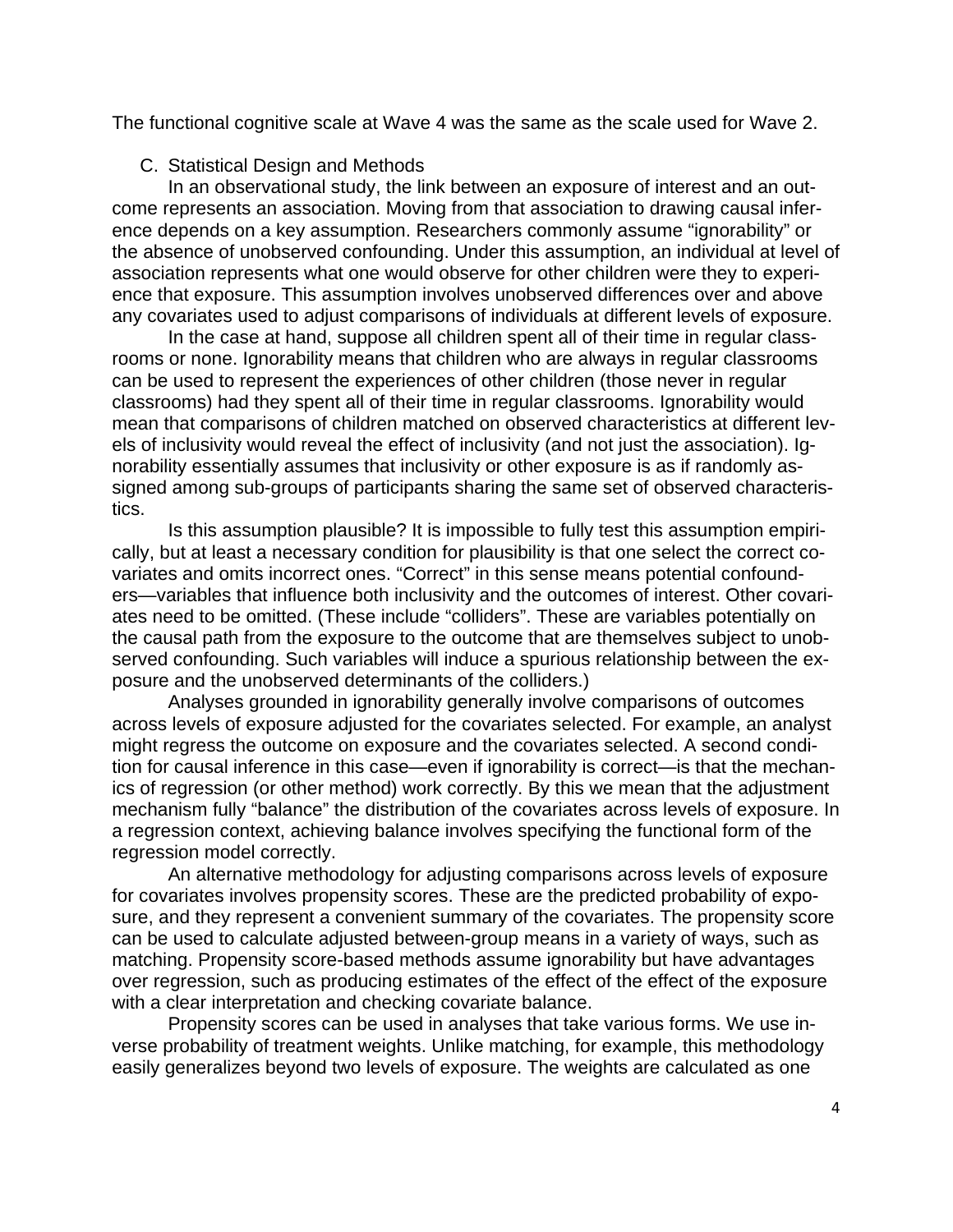The functional cognitive scale at Wave 4 was the same as the scale used for Wave 2.

C. Statistical Design and Methods

In an observational study, the link between an exposure of interest and an outcome represents an association. Moving from that association to drawing causal inference depends on a key assumption. Researchers commonly assume "ignorability" or the absence of unobserved confounding. Under this assumption, an individual at level of association represents what one would observe for other children were they to experience that exposure. This assumption involves unobserved differences over and above any covariates used to adjust comparisons of individuals at different levels of exposure.

In the case at hand, suppose all children spent all of their time in regular classrooms or none. Ignorability means that children who are always in regular classrooms can be used to represent the experiences of other children (those never in regular classrooms) had they spent all of their time in regular classrooms. Ignorability would mean that comparisons of children matched on observed characteristics at different levels of inclusivity would reveal the effect of inclusivity (and not just the association). Ignorability essentially assumes that inclusivity or other exposure is as if randomly assigned among sub-groups of participants sharing the same set of observed characteristics.

Is this assumption plausible? It is impossible to fully test this assumption empirically, but at least a necessary condition for plausibility is that one select the correct covariates and omits incorrect ones. "Correct" in this sense means potential confounders—variables that influence both inclusivity and the outcomes of interest. Other covariates need to be omitted. (These include "colliders". These are variables potentially on the causal path from the exposure to the outcome that are themselves subject to unobserved confounding. Such variables will induce a spurious relationship between the exposure and the unobserved determinants of the colliders.)

Analyses grounded in ignorability generally involve comparisons of outcomes across levels of exposure adjusted for the covariates selected. For example, an analyst might regress the outcome on exposure and the covariates selected. A second condition for causal inference in this case—even if ignorability is correct—is that the mechanics of regression (or other method) work correctly. By this we mean that the adjustment mechanism fully "balance" the distribution of the covariates across levels of exposure. In a regression context, achieving balance involves specifying the functional form of the regression model correctly.

An alternative methodology for adjusting comparisons across levels of exposure for covariates involves propensity scores. These are the predicted probability of exposure, and they represent a convenient summary of the covariates. The propensity score can be used to calculate adjusted between-group means in a variety of ways, such as matching. Propensity score-based methods assume ignorability but have advantages over regression, such as producing estimates of the effect of the effect of the exposure with a clear interpretation and checking covariate balance.

Propensity scores can be used in analyses that take various forms. We use inverse probability of treatment weights. Unlike matching, for example, this methodology easily generalizes beyond two levels of exposure. The weights are calculated as one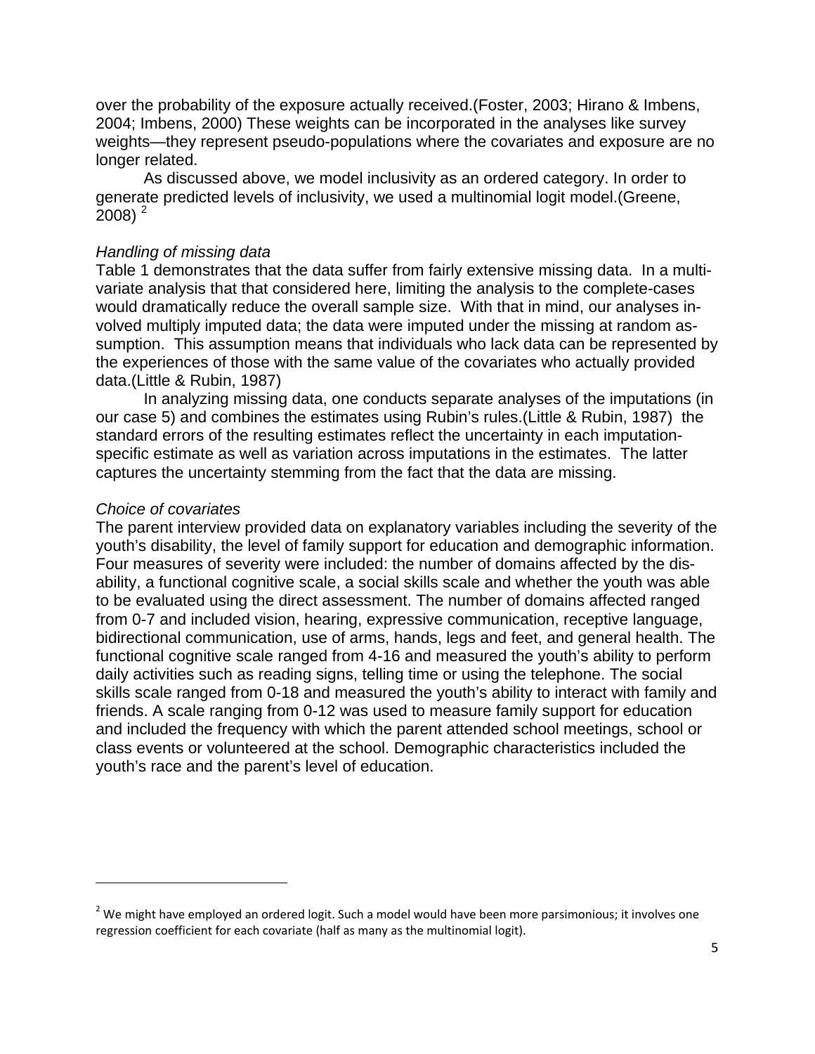over the probability of the exposure actually received.(Foster, 2003; Hirano & Imbens, 2004; Imbens, 2000) These weights can be incorporated in the analyses like survey weights—they represent pseudo-populations where the covariates and exposure are no longer related.

As discussed above, we model inclusivity as an ordered category. In order to generate predicted levels of inclusivity, we used a multinomial logit model.(Greene, 2008) [2]

*Handling of missing data*

Table 1 demonstrates that the data suffer from fairly extensive missing data. In a multi-variate analysis that that considered here, limiting the analysis to the complete-cases would dramatically reduce the overall sample size. With that in mind, our analyses in-volved multiply imputed data; the data were imputed under the missing at random as-sumption. This assumption means that individuals who lack data can be represented by the experiences of those with the same value of the covariates who actually provided data.(Little & Rubin, 1987)

In analyzing missing data, one conducts separate analyses of the imputations (in our case 5) and combines the estimates using Rubin's rules.(Little & Rubin, 1987) the standard errors of the resulting estimates reflect the uncertainty in each imputation-specific estimate as well as variation across imputations in the estimates. The latter captures the uncertainty stemming from the fact that the data are missing.

*Choice of covariates*

The parent interview provided data on explanatory variables including the severity of the youth's disability, the level of family support for education and demographic information. Four measures of severity were included: the number of domains affected by the dis-ability, a functional cognitive scale, a social skills scale and whether the youth was able to be evaluated using the direct assessment. The number of domains affected ranged from 0-7 and included vision, hearing, expressive communication, receptive language, bidirectional communication, use of arms, hands, legs and feet, and general health. The functional cognitive scale ranged from 4-16 and measured the youth's ability to perform daily activities such as reading signs, telling time or using the telephone. The social skills scale ranged from 0-18 and measured the youth's ability to interact with family and friends. A scale ranging from 0-12 was used to measure family support for education and included the frequency with which the parent attended school meetings, school or class events or volunteered at the school. Demographic characteristics included the youth's race and the parent's level of education.

---

[2] We might have employed an ordered logit. Such a model would have been more parsimonious; it involves one regression coefficient for each covariate (half as many as the multinomial logit).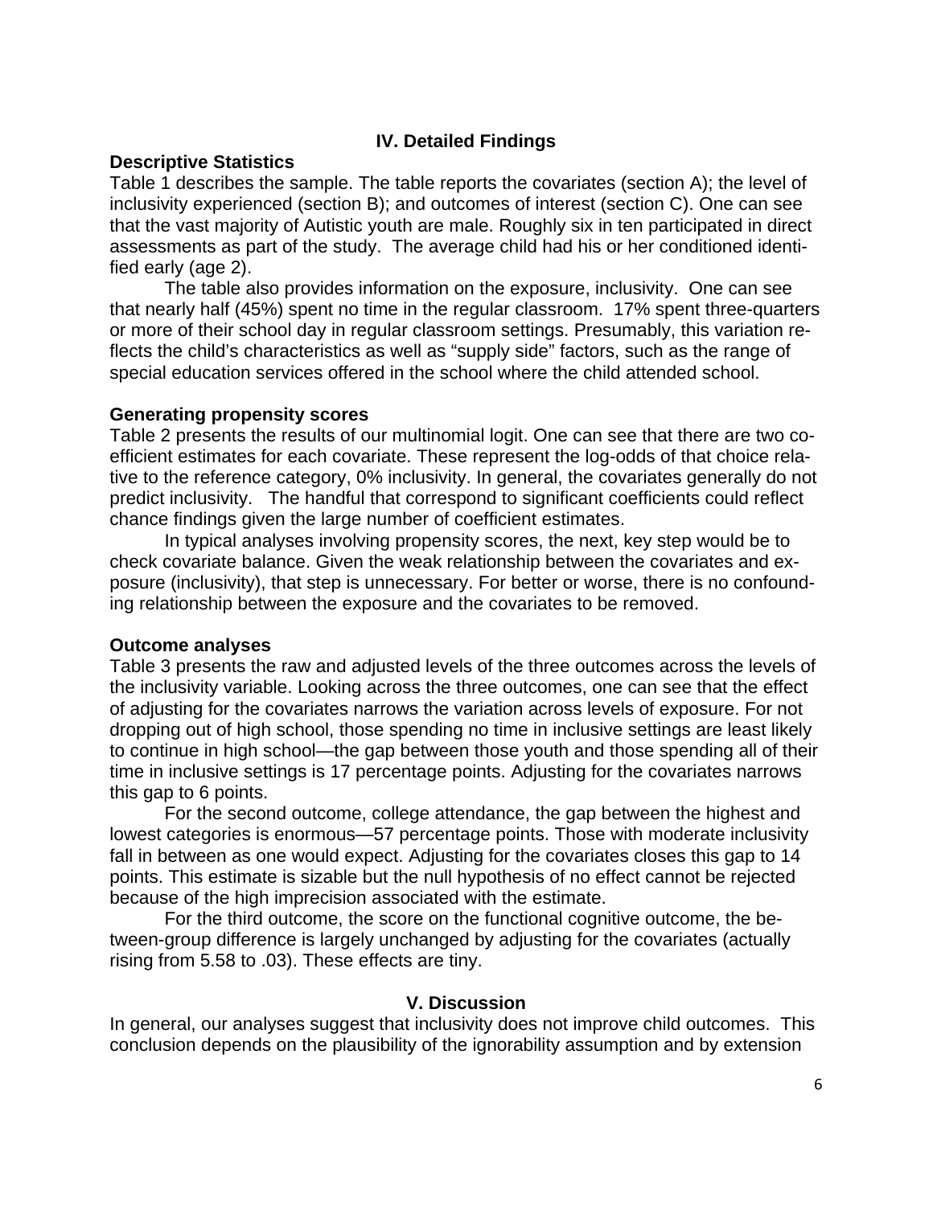## IV. Detailed Findings

### Descriptive Statistics

Table 1 describes the sample. The table reports the covariates (section A); the level of inclusivity experienced (section B); and outcomes of interest (section C). One can see that the vast majority of Autistic youth are male. Roughly six in ten participated in direct assessments as part of the study. The average child had his or her conditioned identified early (age 2).

The table also provides information on the exposure, inclusivity. One can see that nearly half (45%) spent no time in the regular classroom. 17% spent three-quarters or more of their school day in regular classroom settings. Presumably, this variation reflects the child's characteristics as well as "supply side" factors, such as the range of special education services offered in the school where the child attended school.

### Generating propensity scores

Table 2 presents the results of our multinomial logit. One can see that there are two coefficient estimates for each covariate. These represent the log-odds of that choice relative to the reference category, 0% inclusivity. In general, the covariates generally do not predict inclusivity. The handful that correspond to significant coefficients could reflect chance findings given the large number of coefficient estimates.

In typical analyses involving propensity scores, the next, key step would be to check covariate balance. Given the weak relationship between the covariates and exposure (inclusivity), that step is unnecessary. For better or worse, there is no confounding relationship between the exposure and the covariates to be removed.

### Outcome analyses

Table 3 presents the raw and adjusted levels of the three outcomes across the levels of the inclusivity variable. Looking across the three outcomes, one can see that the effect of adjusting for the covariates narrows the variation across levels of exposure. For not dropping out of high school, those spending no time in inclusive settings are least likely to continue in high school—the gap between those youth and those spending all of their time in inclusive settings is 17 percentage points. Adjusting for the covariates narrows this gap to 6 points.

For the second outcome, college attendance, the gap between the highest and lowest categories is enormous—57 percentage points. Those with moderate inclusivity fall in between as one would expect. Adjusting for the covariates closes this gap to 14 points. This estimate is sizable but the null hypothesis of no effect cannot be rejected because of the high imprecision associated with the estimate.

For the third outcome, the score on the functional cognitive outcome, the between-group difference is largely unchanged by adjusting for the covariates (actually rising from 5.58 to .03). These effects are tiny.

## V. Discussion

In general, our analyses suggest that inclusivity does not improve child outcomes. This conclusion depends on the plausibility of the ignorability assumption and by extension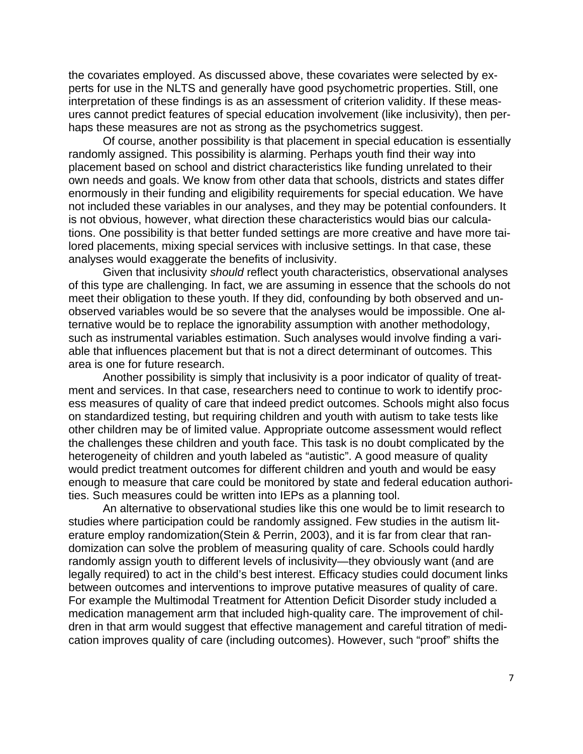the covariates employed. As discussed above, these covariates were selected by experts for use in the NLTS and generally have good psychometric properties. Still, one interpretation of these findings is as an assessment of criterion validity. If these measures cannot predict features of special education involvement (like inclusivity), then perhaps these measures are not as strong as the psychometrics suggest.

Of course, another possibility is that placement in special education is essentially randomly assigned. This possibility is alarming. Perhaps youth find their way into placement based on school and district characteristics like funding unrelated to their own needs and goals. We know from other data that schools, districts and states differ enormously in their funding and eligibility requirements for special education. We have not included these variables in our analyses, and they may be potential confounders. It is not obvious, however, what direction these characteristics would bias our calculations. One possibility is that better funded settings are more creative and have more tailored placements, mixing special services with inclusive settings. In that case, these analyses would exaggerate the benefits of inclusivity.

Given that inclusivity *should* reflect youth characteristics, observational analyses of this type are challenging. In fact, we are assuming in essence that the schools do not meet their obligation to these youth. If they did, confounding by both observed and unobserved variables would be so severe that the analyses would be impossible. One alternative would be to replace the ignorability assumption with another methodology, such as instrumental variables estimation. Such analyses would involve finding a variable that influences placement but that is not a direct determinant of outcomes. This area is one for future research.

Another possibility is simply that inclusivity is a poor indicator of quality of treatment and services. In that case, researchers need to continue to work to identify process measures of quality of care that indeed predict outcomes. Schools might also focus on standardized testing, but requiring children and youth with autism to take tests like other children may be of limited value. Appropriate outcome assessment would reflect the challenges these children and youth face. This task is no doubt complicated by the heterogeneity of children and youth labeled as "autistic". A good measure of quality would predict treatment outcomes for different children and youth and would be easy enough to measure that care could be monitored by state and federal education authorities. Such measures could be written into IEPs as a planning tool.

An alternative to observational studies like this one would be to limit research to studies where participation could be randomly assigned. Few studies in the autism literature employ randomization(Stein & Perrin, 2003), and it is far from clear that randomization can solve the problem of measuring quality of care. Schools could hardly randomly assign youth to different levels of inclusivity—they obviously want (and are legally required) to act in the child's best interest. Efficacy studies could document links between outcomes and interventions to improve putative measures of quality of care. For example the Multimodal Treatment for Attention Deficit Disorder study included a medication management arm that included high-quality care. The improvement of children in that arm would suggest that effective management and careful titration of medication improves quality of care (including outcomes). However, such "proof" shifts the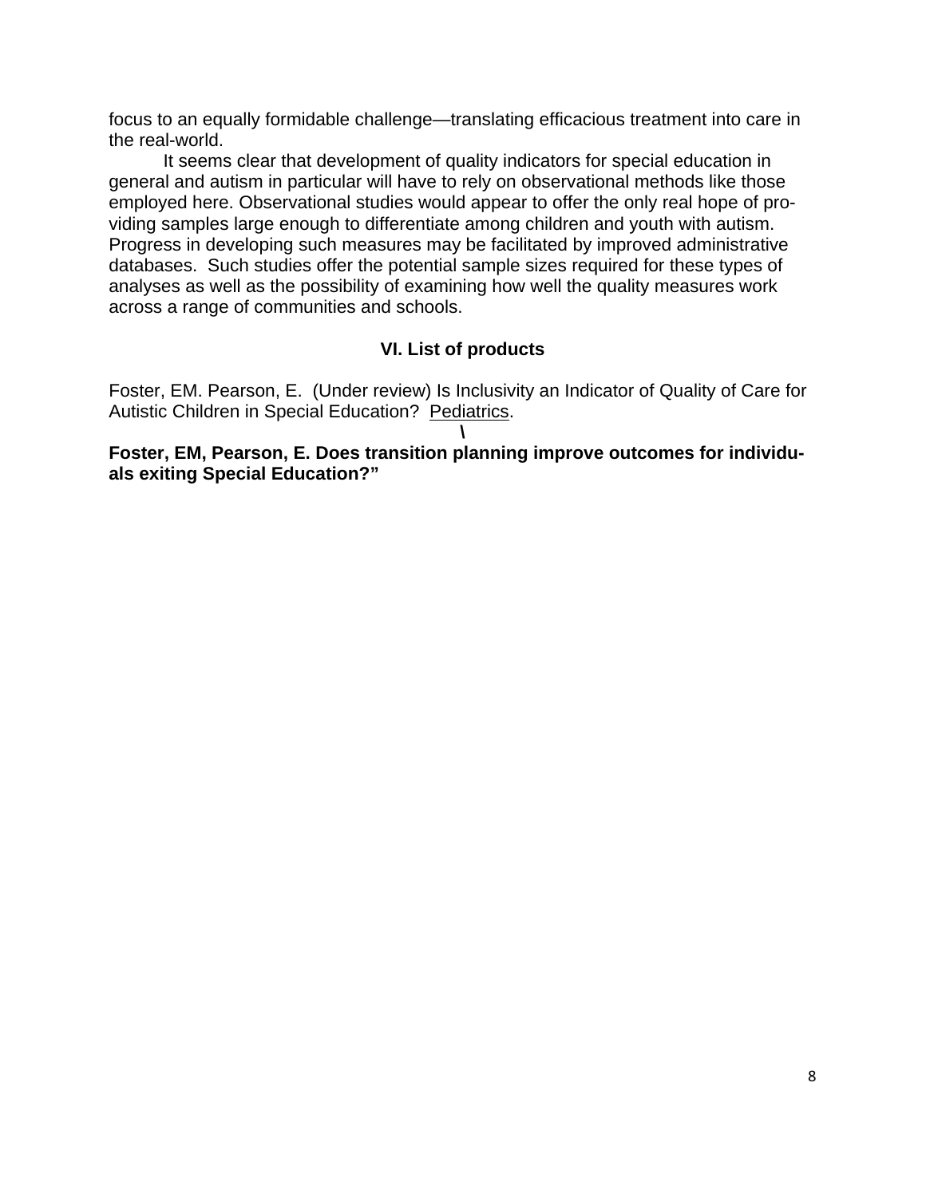focus to an equally formidable challenge—translating efficacious treatment into care in the real-world.

It seems clear that development of quality indicators for special education in general and autism in particular will have to rely on observational methods like those employed here. Observational studies would appear to offer the only real hope of providing samples large enough to differentiate among children and youth with autism. Progress in developing such measures may be facilitated by improved administrative databases. Such studies offer the potential sample sizes required for these types of analyses as well as the possibility of examining how well the quality measures work across a range of communities and schools.

## VI. List of products

Foster, EM. Pearson, E. (Under review) Is Inclusivity an Indicator of Quality of Care for Autistic Children in Special Education? Pediatrics.

\

**Foster, EM, Pearson, E. Does transition planning improve outcomes for individuals exiting Special Education?"**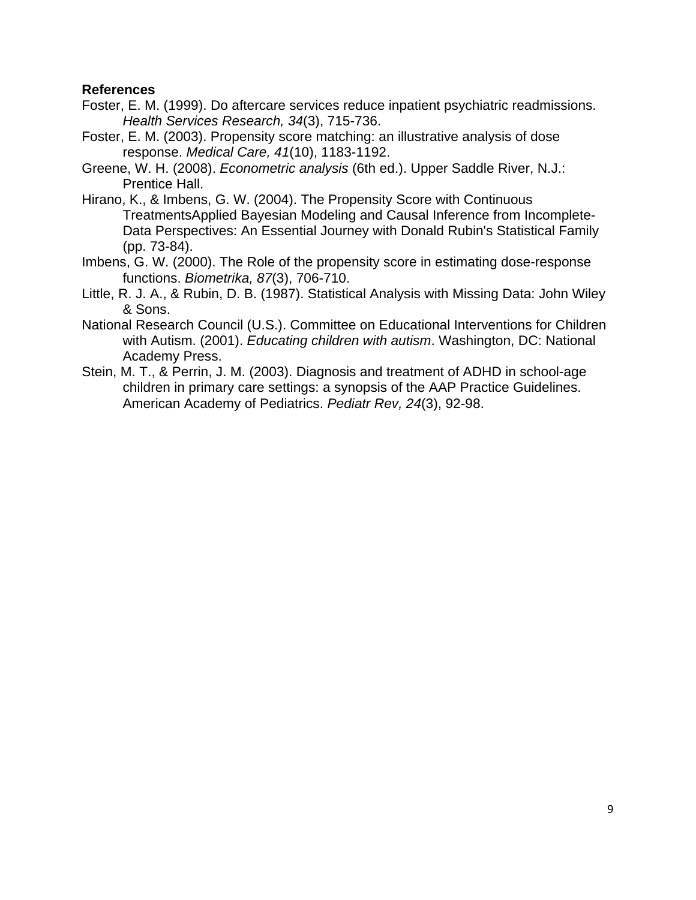**References**

Foster, E. M. (1999). Do aftercare services reduce inpatient psychiatric readmissions. *Health Services Research, 34*(3), 715-736.

Foster, E. M. (2003). Propensity score matching: an illustrative analysis of dose response. *Medical Care, 41*(10), 1183-1192.

Greene, W. H. (2008). *Econometric analysis* (6th ed.). Upper Saddle River, N.J.: Prentice Hall.

Hirano, K., & Imbens, G. W. (2004). The Propensity Score with Continuous TreatmentsApplied Bayesian Modeling and Causal Inference from Incomplete-Data Perspectives: An Essential Journey with Donald Rubin's Statistical Family (pp. 73-84).

Imbens, G. W. (2000). The Role of the propensity score in estimating dose-response functions. *Biometrika, 87*(3), 706-710.

Little, R. J. A., & Rubin, D. B. (1987). Statistical Analysis with Missing Data: John Wiley & Sons.

National Research Council (U.S.). Committee on Educational Interventions for Children with Autism. (2001). *Educating children with autism*. Washington, DC: National Academy Press.

Stein, M. T., & Perrin, J. M. (2003). Diagnosis and treatment of ADHD in school-age children in primary care settings: a synopsis of the AAP Practice Guidelines. American Academy of Pediatrics. *Pediatr Rev, 24*(3), 92-98.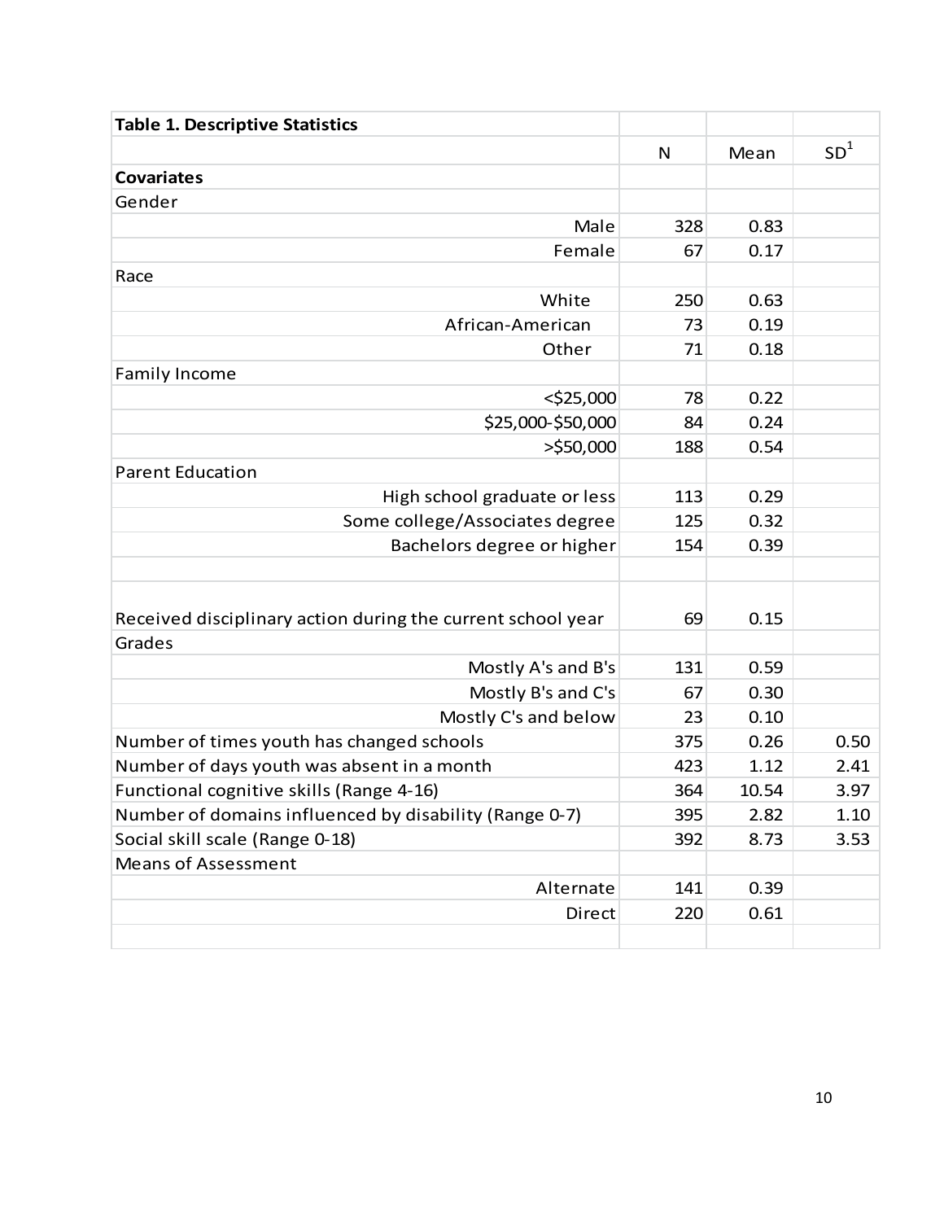| Table 1. Descriptive Statistics | | | |
|---|---|---|---|
| | N | Mean | SD[1] |
| **Covariates** | | | |
| Gender | | | |
| Male | 328 | 0.83 | |
| Female | 67 | 0.17 | |
| Race | | | |
| White | 250 | 0.63 | |
| African-American | 73 | 0.19 | |
| Other | 71 | 0.18 | |
| Family Income | | | |
| <$25,000 | 78 | 0.22 | |
| $25,000-$50,000 | 84 | 0.24 | |
| >$50,000 | 188 | 0.54 | |
| Parent Education | | | |
| High school graduate or less | 113 | 0.29 | |
| Some college/Associates degree | 125 | 0.32 | |
| Bachelors degree or higher | 154 | 0.39 | |
| | | | |
| Received disciplinary action during the current school year | 69 | 0.15 | |
| Grades | | | |
| Mostly A's and B's | 131 | 0.59 | |
| Mostly B's and C's | 67 | 0.30 | |
| Mostly C's and below | 23 | 0.10 | |
| Number of times youth has changed schools | 375 | 0.26 | 0.50 |
| Number of days youth was absent in a month | 423 | 1.12 | 2.41 |
| Functional cognitive skills (Range 4-16) | 364 | 10.54 | 3.97 |
| Number of domains influenced by disability (Range 0-7) | 395 | 2.82 | 1.10 |
| Social skill scale (Range 0-18) | 392 | 8.73 | 3.53 |
| Means of Assessment | | | |
| Alternate | 141 | 0.39 | |
| Direct | 220 | 0.61 | |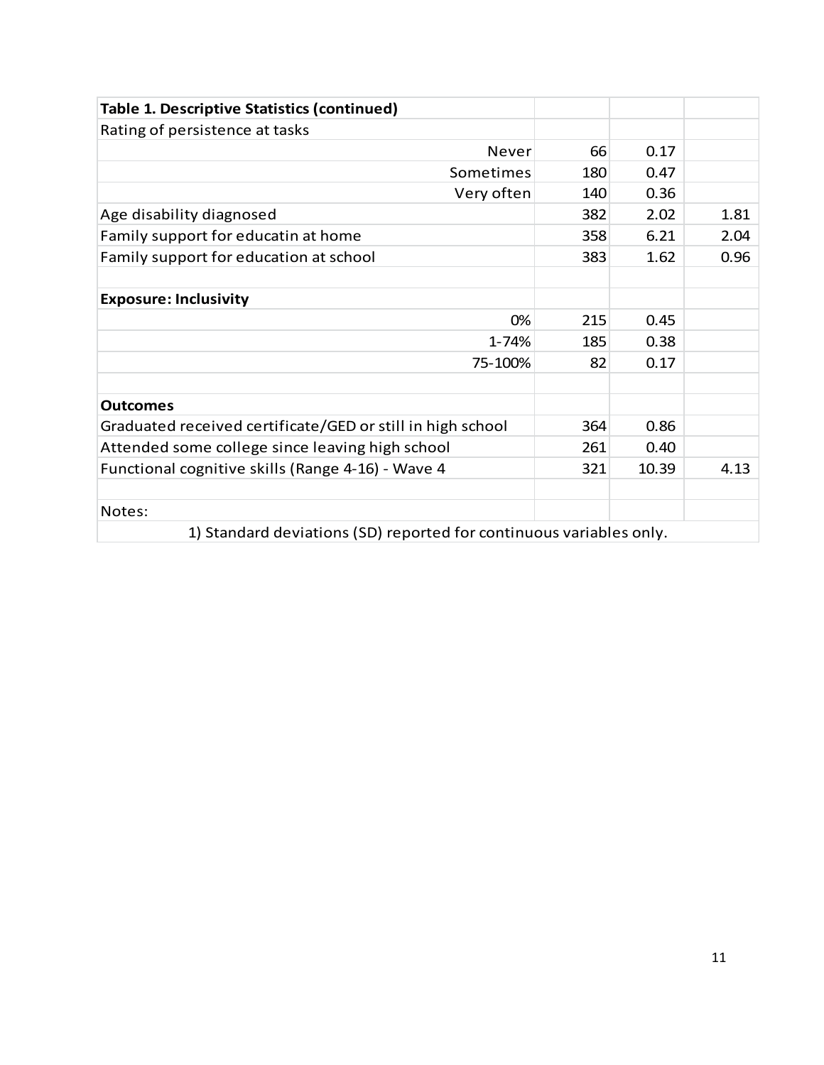| **Table 1. Descriptive Statistics (continued)** | | | |
|---|---|---|---|
| Rating of persistence at tasks | | | |
| Never | 66 | 0.17 | |
| Sometimes | 180 | 0.47 | |
| Very often | 140 | 0.36 | |
| Age disability diagnosed | 382 | 2.02 | 1.81 |
| Family support for educatin at home | 358 | 6.21 | 2.04 |
| Family support for education at school | 383 | 1.62 | 0.96 |
| | | | |
| **Exposure: Inclusivity** | | | |
| 0% | 215 | 0.45 | |
| 1-74% | 185 | 0.38 | |
| 75-100% | 82 | 0.17 | |
| | | | |
| **Outcomes** | | | |
| Graduated received certificate/GED or still in high school | 364 | 0.86 | |
| Attended some college since leaving high school | 261 | 0.40 | |
| Functional cognitive skills (Range 4-16) - Wave 4 | 321 | 10.39 | 4.13 |
| | | | |
| Notes: | | | |
| 1) Standard deviations (SD) reported for continuous variables only. | | | |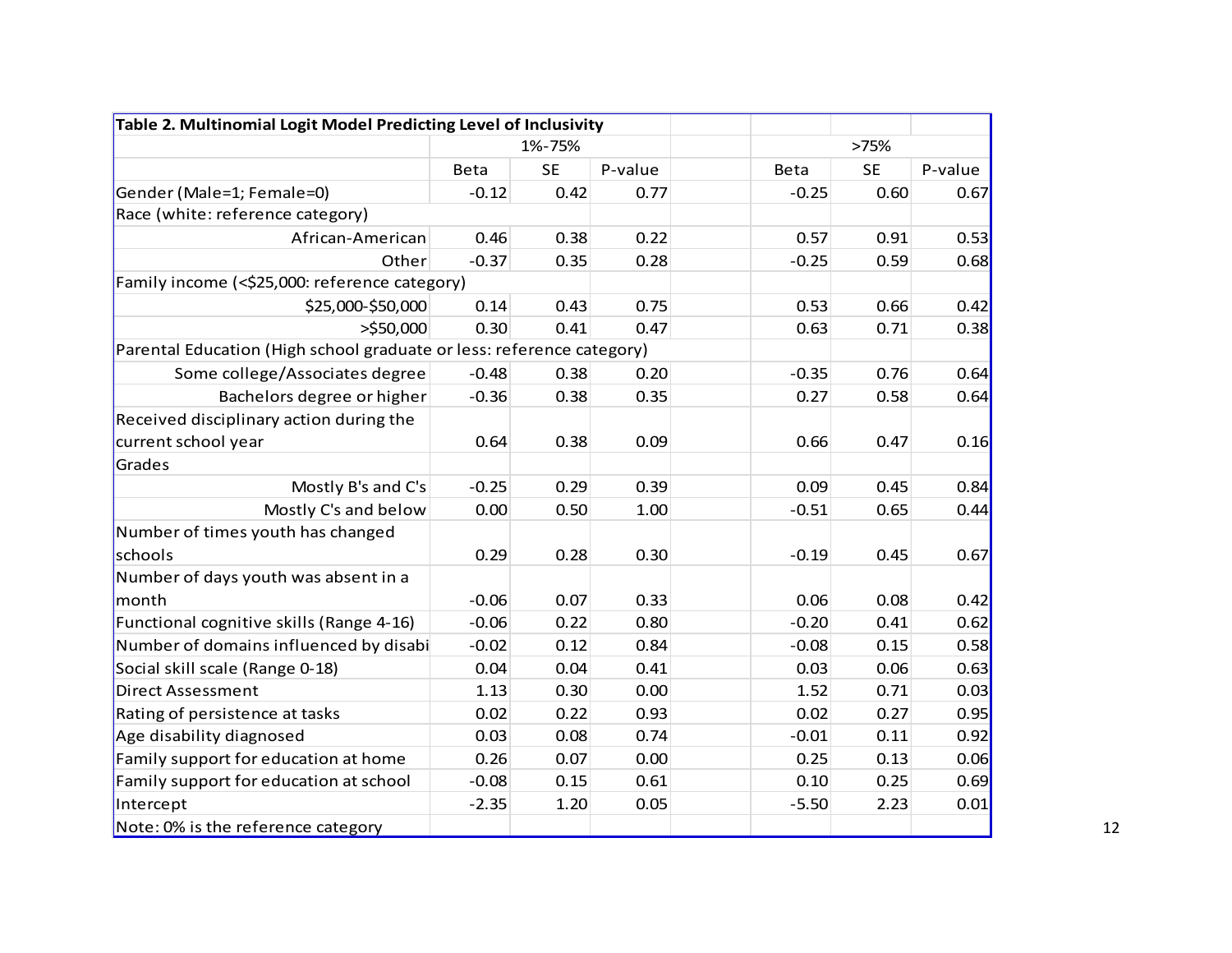**Table 2. Multinomial Logit Model Predicting Level of Inclusivity**

| | 1%-75% | | | | >75% | | |
|---|---|---|---|---|---|---|---|
| | Beta | SE | P-value | | Beta | SE | P-value |
| Gender (Male=1; Female=0) | -0.12 | 0.42 | 0.77 | | -0.25 | 0.60 | 0.67 |
| Race (white: reference category) | | | | | | | |
| African-American | 0.46 | 0.38 | 0.22 | | 0.57 | 0.91 | 0.53 |
| Other | -0.37 | 0.35 | 0.28 | | -0.25 | 0.59 | 0.68 |
| Family income (<$25,000: reference category) | | | | | | | |
| $25,000-$50,000 | 0.14 | 0.43 | 0.75 | | 0.53 | 0.66 | 0.42 |
| >$50,000 | 0.30 | 0.41 | 0.47 | | 0.63 | 0.71 | 0.38 |
| Parental Education (High school graduate or less: reference category) | | | | | | | |
| Some college/Associates degree | -0.48 | 0.38 | 0.20 | | -0.35 | 0.76 | 0.64 |
| Bachelors degree or higher | -0.36 | 0.38 | 0.35 | | 0.27 | 0.58 | 0.64 |
| Received disciplinary action during the current school year | 0.64 | 0.38 | 0.09 | | 0.66 | 0.47 | 0.16 |
| Grades | | | | | | | |
| Mostly B's and C's | -0.25 | 0.29 | 0.39 | | 0.09 | 0.45 | 0.84 |
| Mostly C's and below | 0.00 | 0.50 | 1.00 | | -0.51 | 0.65 | 0.44 |
| Number of times youth has changed schools | 0.29 | 0.28 | 0.30 | | -0.19 | 0.45 | 0.67 |
| Number of days youth was absent in a month | -0.06 | 0.07 | 0.33 | | 0.06 | 0.08 | 0.42 |
| Functional cognitive skills (Range 4-16) | -0.06 | 0.22 | 0.80 | | -0.20 | 0.41 | 0.62 |
| Number of domains influenced by disabi | -0.02 | 0.12 | 0.84 | | -0.08 | 0.15 | 0.58 |
| Social skill scale (Range 0-18) | 0.04 | 0.04 | 0.41 | | 0.03 | 0.06 | 0.63 |
| Direct Assessment | 1.13 | 0.30 | 0.00 | | 1.52 | 0.71 | 0.03 |
| Rating of persistence at tasks | 0.02 | 0.22 | 0.93 | | 0.02 | 0.27 | 0.95 |
| Age disability diagnosed | 0.03 | 0.08 | 0.74 | | -0.01 | 0.11 | 0.92 |
| Family support for education at home | 0.26 | 0.07 | 0.00 | | 0.25 | 0.13 | 0.06 |
| Family support for education at school | -0.08 | 0.15 | 0.61 | | 0.10 | 0.25 | 0.69 |
| Intercept | -2.35 | 1.20 | 0.05 | | -5.50 | 2.23 | 0.01 |
| Note: 0% is the reference category | | | | | | | |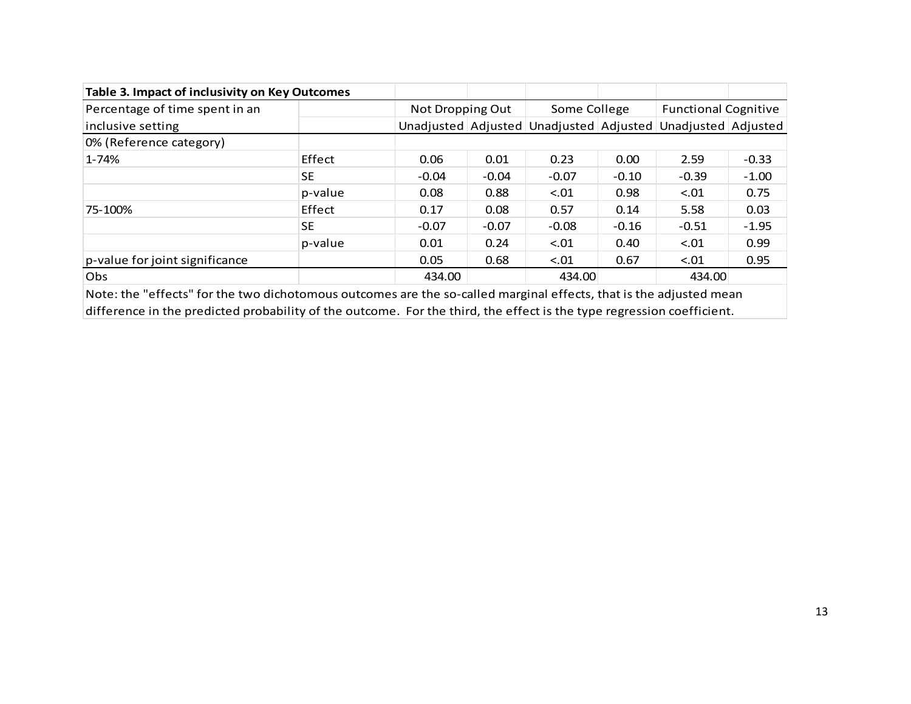**Table 3. Impact of inclusivity on Key Outcomes**

| Percentage of time spent in an inclusive setting | | Not Dropping Out | | Some College | | Functional Cognitive | |
|---|---|---|---|---|---|---|---|
| | | Unadjusted | Adjusted | Unadjusted | Adjusted | Unadjusted | Adjusted |
| 0% (Reference category) | | | | | | | |
| 1-74% | Effect | 0.06 | 0.01 | 0.23 | 0.00 | 2.59 | -0.33 |
| | SE | -0.04 | -0.04 | -0.07 | -0.10 | -0.39 | -1.00 |
| | p-value | 0.08 | 0.88 | <.01 | 0.98 | <.01 | 0.75 |
| 75-100% | Effect | 0.17 | 0.08 | 0.57 | 0.14 | 5.58 | 0.03 |
| | SE | -0.07 | -0.07 | -0.08 | -0.16 | -0.51 | -1.95 |
| | p-value | 0.01 | 0.24 | <.01 | 0.40 | <.01 | 0.99 |
| p-value for joint significance | | 0.05 | 0.68 | <.01 | 0.67 | <.01 | 0.95 |
| Obs | | 434.00 | | 434.00 | | 434.00 | |

Note: the "effects" for the two dichotomous outcomes are the so-called marginal effects, that is the adjusted mean difference in the predicted probability of the outcome. For the third, the effect is the type regression coefficient.